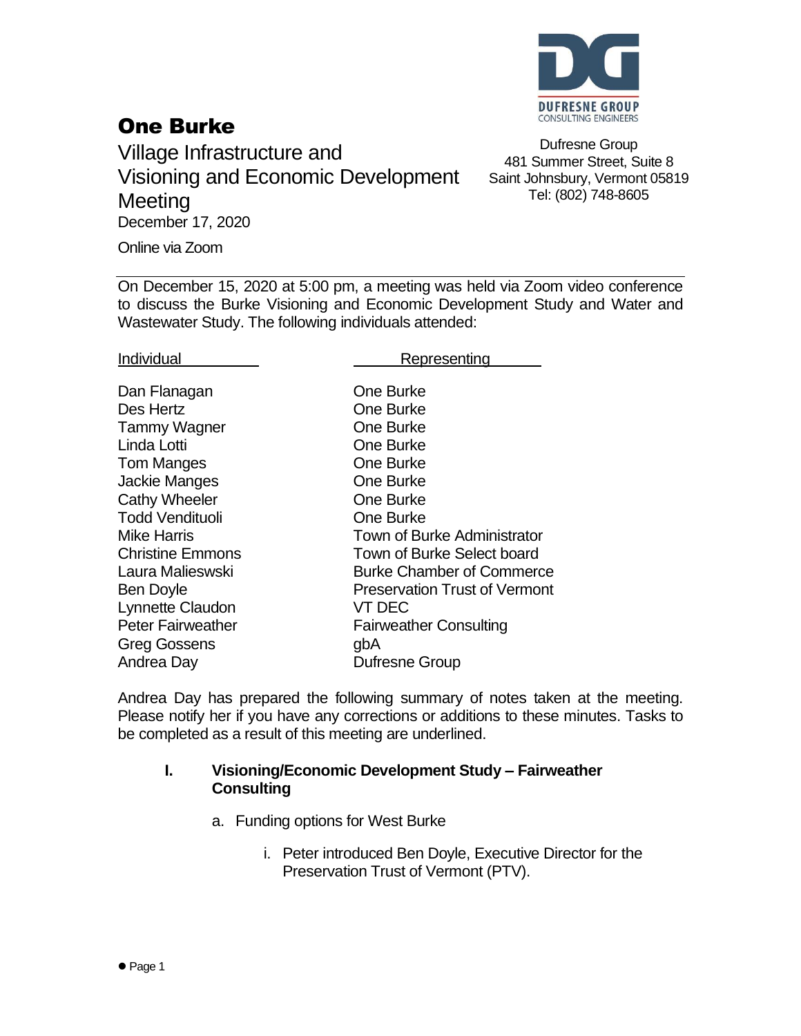# One Burke

Village Infrastructure and Visioning and Economic Development Meeting

December 17, 2020

Online via Zoom

DUFRESNE GROUP
CONSULTING ENGINEERS

Dufresne Group
481 Summer Street, Suite 8
Saint Johnsbury, Vermont 05819
Tel: (802) 748-8605

---

On December 15, 2020 at 5:00 pm, a meeting was held via Zoom video conference to discuss the Burke Visioning and Economic Development Study and Water and Wastewater Study. The following individuals attended:

| Individual | Representing |
|---|---|
| Dan Flanagan | One Burke |
| Des Hertz | One Burke |
| Tammy Wagner | One Burke |
| Linda Lotti | One Burke |
| Tom Manges | One Burke |
| Jackie Manges | One Burke |
| Cathy Wheeler | One Burke |
| Todd Vendituoli | One Burke |
| Mike Harris | Town of Burke Administrator |
| Christine Emmons | Town of Burke Select board |
| Laura Malieswski | Burke Chamber of Commerce |
| Ben Doyle | Preservation Trust of Vermont |
| Lynnette Claudon | VT DEC |
| Peter Fairweather | Fairweather Consulting |
| Greg Gossens | gbA |
| Andrea Day | Dufresne Group |

Andrea Day has prepared the following summary of notes taken at the meeting. Please notify her if you have any corrections or additions to these minutes. Tasks to be completed as a result of this meeting are underlined.

## I. Visioning/Economic Development Study – Fairweather Consulting

a. Funding options for West Burke

  i. Peter introduced Ben Doyle, Executive Director for the Preservation Trust of Vermont (PTV).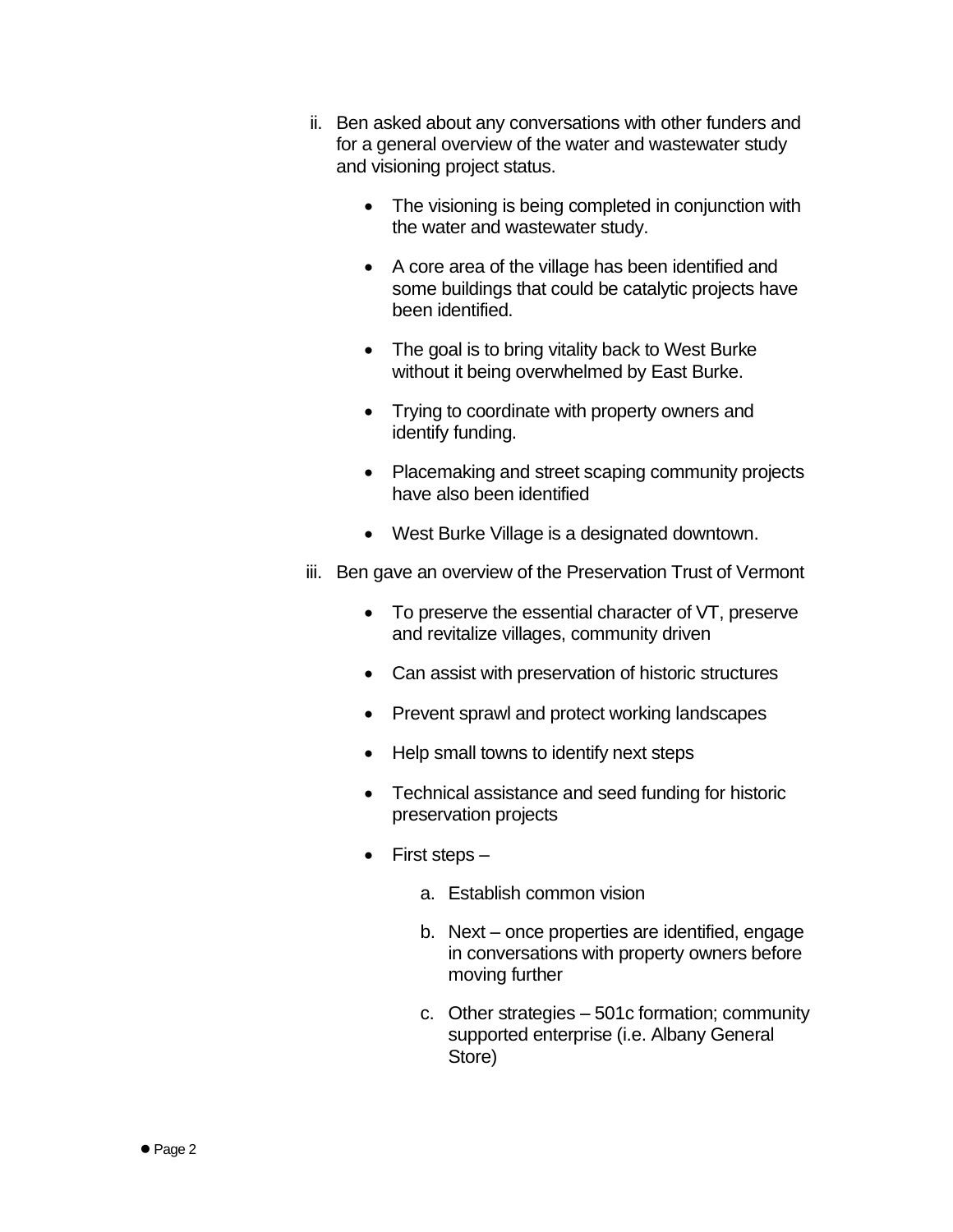ii. Ben asked about any conversations with other funders and for a general overview of the water and wastewater study and visioning project status.

- The visioning is being completed in conjunction with the water and wastewater study.
- A core area of the village has been identified and some buildings that could be catalytic projects have been identified.
- The goal is to bring vitality back to West Burke without it being overwhelmed by East Burke.
- Trying to coordinate with property owners and identify funding.
- Placemaking and street scaping community projects have also been identified
- West Burke Village is a designated downtown.

iii. Ben gave an overview of the Preservation Trust of Vermont

- To preserve the essential character of VT, preserve and revitalize villages, community driven
- Can assist with preservation of historic structures
- Prevent sprawl and protect working landscapes
- Help small towns to identify next steps
- Technical assistance and seed funding for historic preservation projects
- First steps –
  a. Establish common vision
  b. Next – once properties are identified, engage in conversations with property owners before moving further
  c. Other strategies – 501c formation; community supported enterprise (i.e. Albany General Store)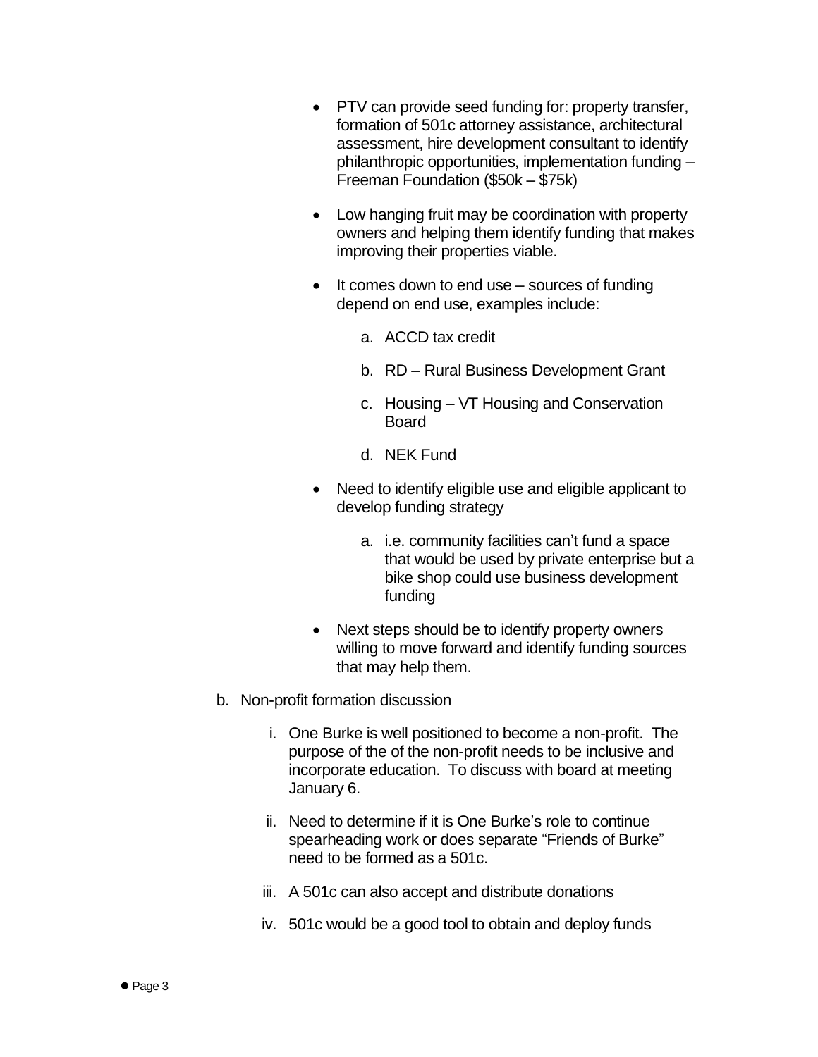- PTV can provide seed funding for: property transfer, formation of 501c attorney assistance, architectural assessment, hire development consultant to identify philanthropic opportunities, implementation funding – Freeman Foundation ($50k – $75k)

- Low hanging fruit may be coordination with property owners and helping them identify funding that makes improving their properties viable.

- It comes down to end use – sources of funding depend on end use, examples include:

  a. ACCD tax credit

  b. RD – Rural Business Development Grant

  c. Housing – VT Housing and Conservation Board

  d. NEK Fund

- Need to identify eligible use and eligible applicant to develop funding strategy

  a. i.e. community facilities can't fund a space that would be used by private enterprise but a bike shop could use business development funding

- Next steps should be to identify property owners willing to move forward and identify funding sources that may help them.

b. Non-profit formation discussion

   i. One Burke is well positioned to become a non-profit. The purpose of the of the non-profit needs to be inclusive and incorporate education. To discuss with board at meeting January 6.

   ii. Need to determine if it is One Burke's role to continue spearheading work or does separate "Friends of Burke" need to be formed as a 501c.

   iii. A 501c can also accept and distribute donations

   iv. 501c would be a good tool to obtain and deploy funds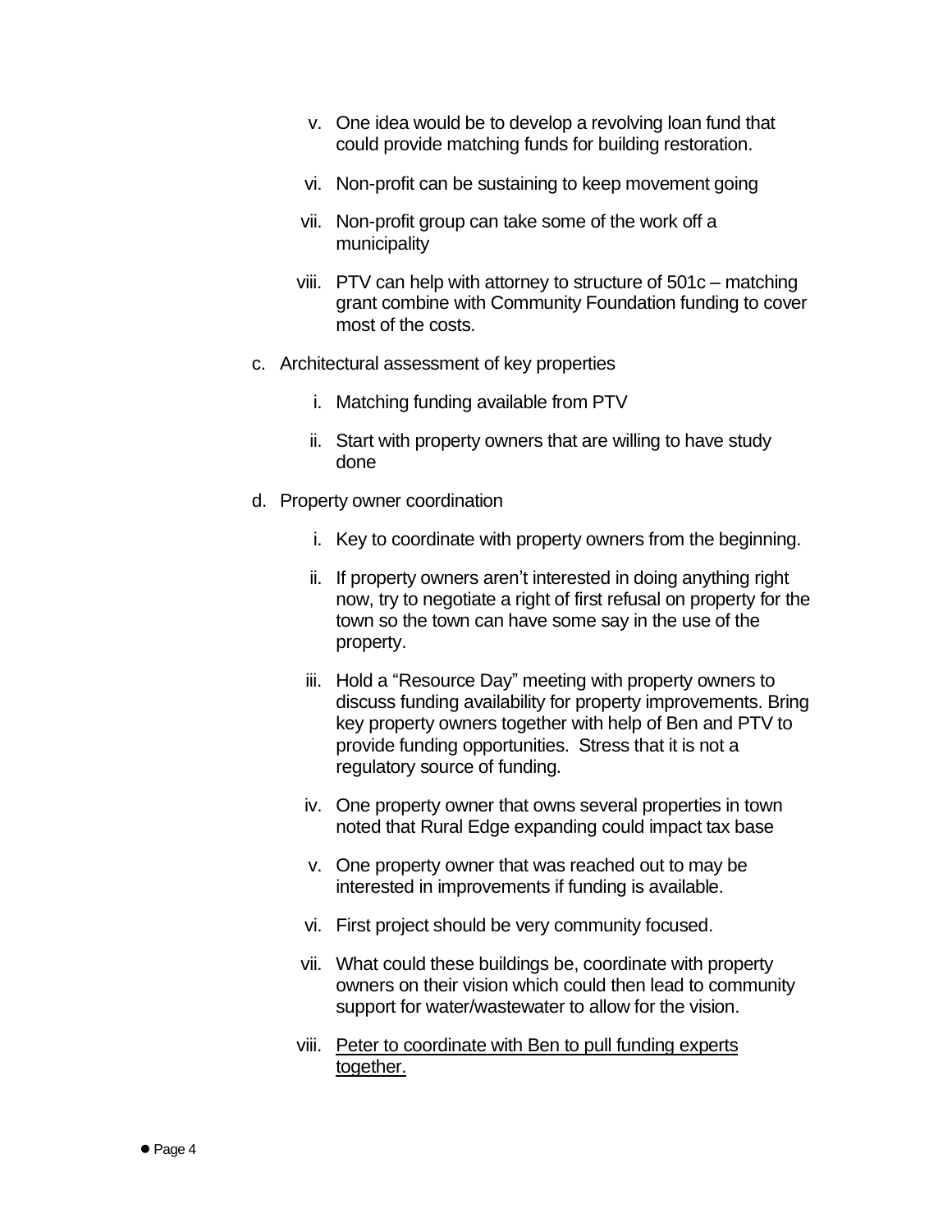v. One idea would be to develop a revolving loan fund that could provide matching funds for building restoration.

vi. Non-profit can be sustaining to keep movement going

vii. Non-profit group can take some of the work off a municipality

viii. PTV can help with attorney to structure of 501c – matching grant combine with Community Foundation funding to cover most of the costs.

c. Architectural assessment of key properties

   i. Matching funding available from PTV

   ii. Start with property owners that are willing to have study done

d. Property owner coordination

   i. Key to coordinate with property owners from the beginning.

   ii. If property owners aren't interested in doing anything right now, try to negotiate a right of first refusal on property for the town so the town can have some say in the use of the property.

   iii. Hold a "Resource Day" meeting with property owners to discuss funding availability for property improvements. Bring key property owners together with help of Ben and PTV to provide funding opportunities. Stress that it is not a regulatory source of funding.

   iv. One property owner that owns several properties in town noted that Rural Edge expanding could impact tax base

   v. One property owner that was reached out to may be interested in improvements if funding is available.

   vi. First project should be very community focused.

   vii. What could these buildings be, coordinate with property owners on their vision which could then lead to community support for water/wastewater to allow for the vision.

   viii. <u>Peter to coordinate with Ben to pull funding experts together.</u>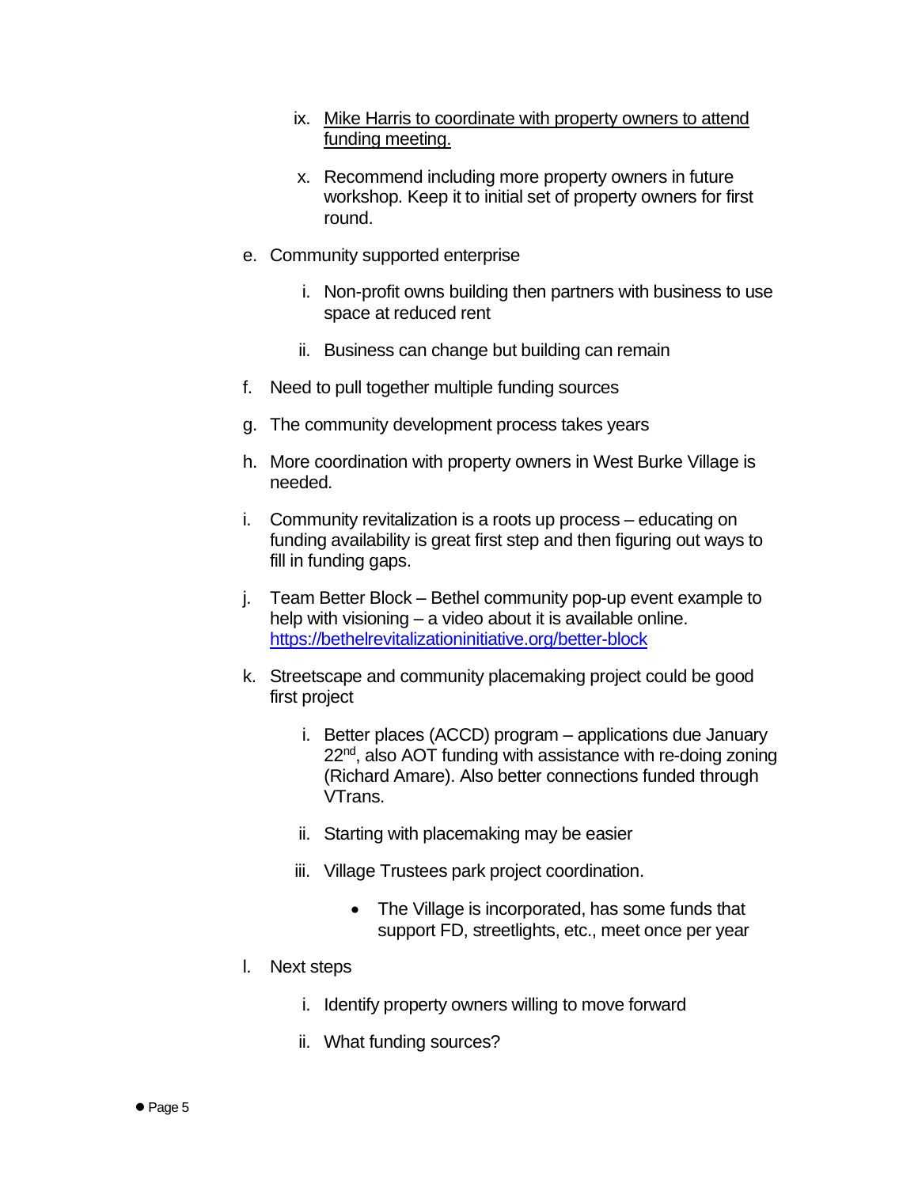ix. <u>Mike Harris to coordinate with property owners to attend funding meeting.</u>

   x. Recommend including more property owners in future workshop. Keep it to initial set of property owners for first round.

e. Community supported enterprise

   i. Non-profit owns building then partners with business to use space at reduced rent

   ii. Business can change but building can remain

f. Need to pull together multiple funding sources

g. The community development process takes years

h. More coordination with property owners in West Burke Village is needed.

i. Community revitalization is a roots up process – educating on funding availability is great first step and then figuring out ways to fill in funding gaps.

j. Team Better Block – Bethel community pop-up event example to help with visioning – a video about it is available online. [https://bethelrevitalizationinitiative.org/better-block](https://bethelrevitalizationinitiative.org/better-block)

k. Streetscape and community placemaking project could be good first project

   i. Better places (ACCD) program – applications due January 22nd, also AOT funding with assistance with re-doing zoning (Richard Amare). Also better connections funded through VTrans.

   ii. Starting with placemaking may be easier

   iii. Village Trustees park project coordination.

      - The Village is incorporated, has some funds that support FD, streetlights, etc., meet once per year

l. Next steps

   i. Identify property owners willing to move forward

   ii. What funding sources?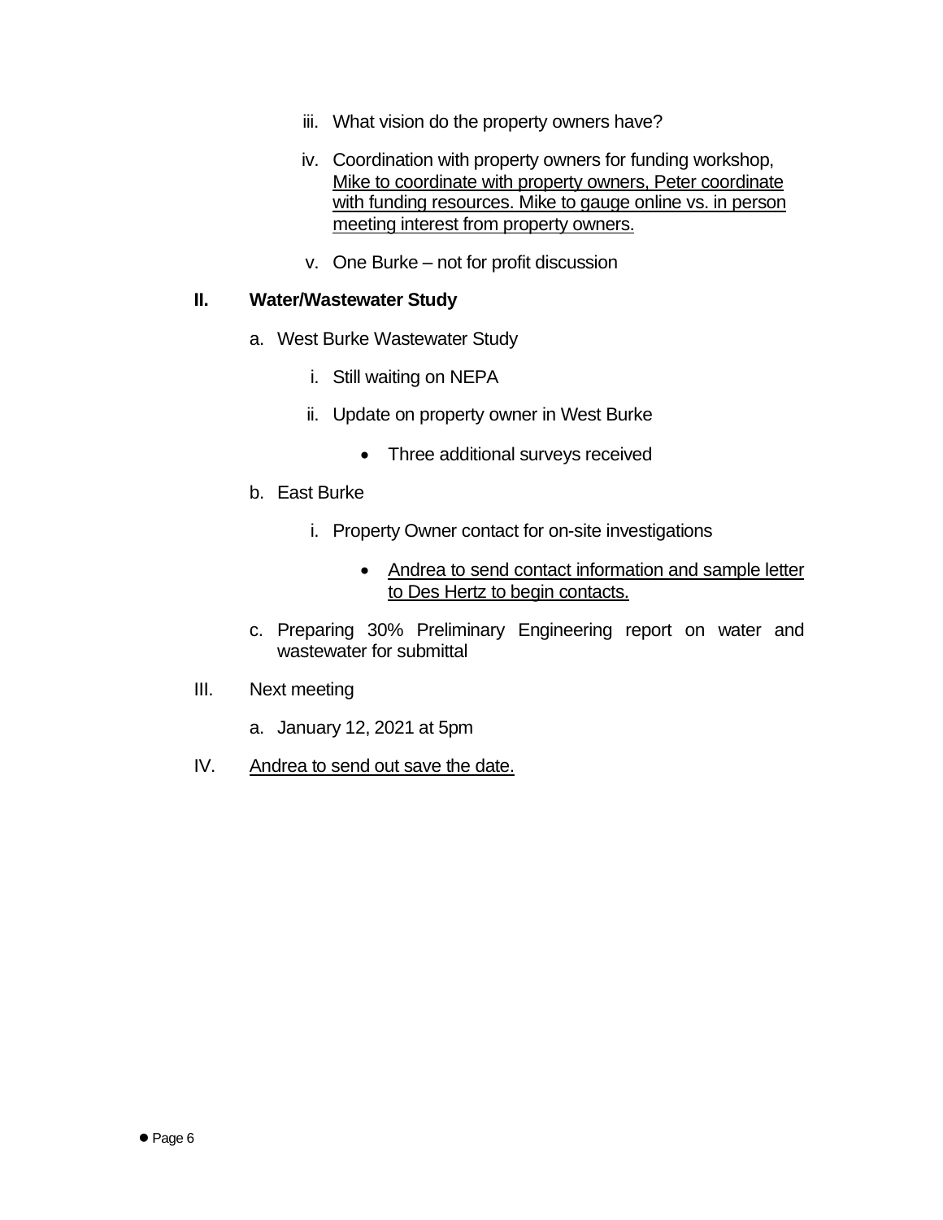iii. What vision do the property owners have?

iv. Coordination with property owners for funding workshop, Mike to coordinate with property owners, Peter coordinate with funding resources. Mike to gauge online vs. in person meeting interest from property owners.

v. One Burke – not for profit discussion

**II. Water/Wastewater Study**

a. West Burke Wastewater Study

i. Still waiting on NEPA

ii. Update on property owner in West Burke

- Three additional surveys received

b. East Burke

i. Property Owner contact for on-site investigations

- Andrea to send contact information and sample letter to Des Hertz to begin contacts.

c. Preparing 30% Preliminary Engineering report on water and wastewater for submittal

III. Next meeting

a. January 12, 2021 at 5pm

IV. Andrea to send out save the date.